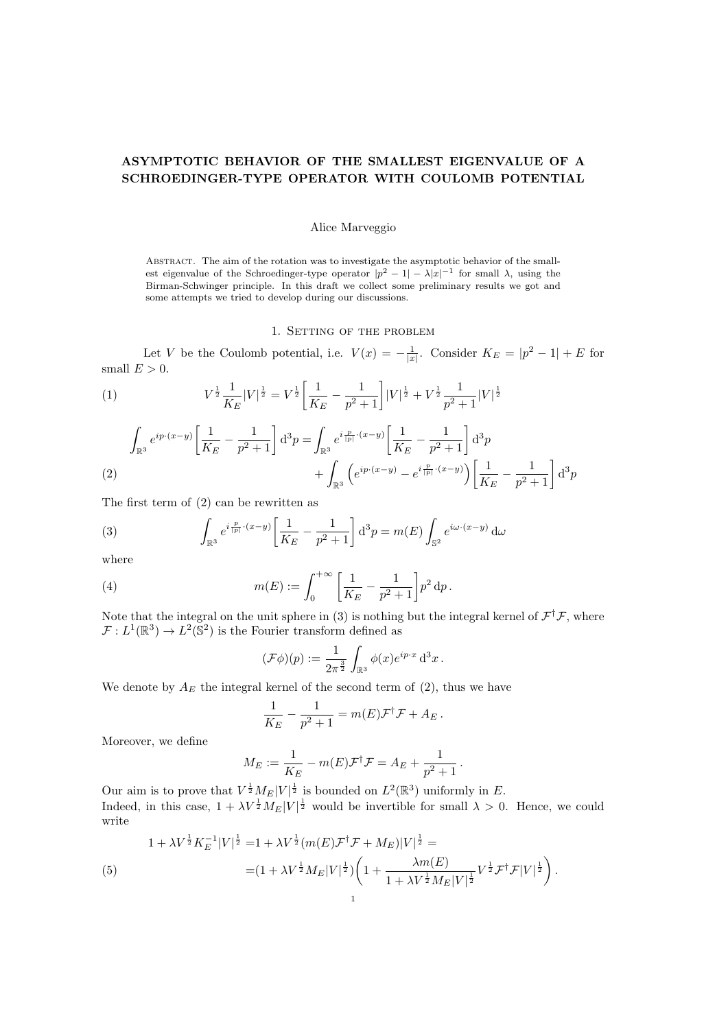# ASYMPTOTIC BEHAVIOR OF THE SMALLEST EIGENVALUE OF A SCHROEDINGER-TYPE OPERATOR WITH COULOMB POTENTIAL

Alice Marveggio

Abstract. The aim of the rotation was to investigate the asymptotic behavior of the smallest eigenvalue of the Schroedinger-type operator $|p^2 - 1| - \lambda |x|^{-1}$ for small $\lambda$, using the Birman-Schwinger principle. In this draft we collect some preliminary results we got and some attempts we tried to develop during our discussions.

## 1. Setting of the problem

Let $V$ be the Coulomb potential, i.e. $V(x) = -\frac{1}{|x|}$. Consider $K_E = |p^2 - 1| + E$ for small $E > 0$.

$$V^{\frac{1}{2}} \frac{1}{K_E} |V|^{\frac{1}{2}} = V^{\frac{1}{2}} \left[ \frac{1}{K_E} - \frac{1}{p^2+1} \right] |V|^{\frac{1}{2}} + V^{\frac{1}{2}} \frac{1}{p^2+1} |V|^{\frac{1}{2}} \tag{1}$$

$$\begin{aligned} \int_{\mathbb{R}^3} e^{ip\cdot(x-y)} \left[ \frac{1}{K_E} - \frac{1}{p^2+1} \right] \mathrm{d}^3 p = &\int_{\mathbb{R}^3} e^{i\frac{p}{|p|}\cdot(x-y)} \left[ \frac{1}{K_E} - \frac{1}{p^2+1} \right] \mathrm{d}^3 p \\ &+ \int_{\mathbb{R}^3} \left( e^{ip\cdot(x-y)} - e^{i\frac{p}{|p|}\cdot(x-y)} \right) \left[ \frac{1}{K_E} - \frac{1}{p^2+1} \right] \mathrm{d}^3 p \end{aligned} \tag{2}$$

The first term of (2) can be rewritten as

$$\int_{\mathbb{R}^3} e^{i\frac{p}{|p|}\cdot(x-y)} \left[ \frac{1}{K_E} - \frac{1}{p^2+1} \right] \mathrm{d}^3 p = m(E) \int_{\mathbb{S}^2} e^{i\omega\cdot(x-y)} \,\mathrm{d}\omega \tag{3}$$

where

$$m(E) := \int_0^{+\infty} \left[ \frac{1}{K_E} - \frac{1}{p^2+1} \right] p^2 \,\mathrm{d}p \,. \tag{4}$$

Note that the integral on the unit sphere in (3) is nothing but the integral kernel of $\mathcal{F}^\dagger \mathcal{F}$, where $\mathcal{F} : L^1(\mathbb{R}^3) \to L^2(\mathbb{S}^2)$ is the Fourier transform defined as

$$(\mathcal{F}\phi)(p) := \frac{1}{2\pi^{\frac{3}{2}}} \int_{\mathbb{R}^3} \phi(x) e^{ip\cdot x} \,\mathrm{d}^3 x \,.$$

We denote by $A_E$ the integral kernel of the second term of (2), thus we have

$$\frac{1}{K_E} - \frac{1}{p^2+1} = m(E) \mathcal{F}^\dagger \mathcal{F} + A_E \,.$$

Moreover, we define

$$M_E := \frac{1}{K_E} - m(E) \mathcal{F}^\dagger \mathcal{F} = A_E + \frac{1}{p^2+1} \,.$$

Our aim is to prove that $V^{\frac{1}{2}} M_E |V|^{\frac{1}{2}}$ is bounded on $L^2(\mathbb{R}^3)$ uniformly in $E$.
Indeed, in this case, $1 + \lambda V^{\frac{1}{2}} M_E |V|^{\frac{1}{2}}$ would be invertible for small $\lambda > 0$. Hence, we could write

$$\begin{aligned} 1 + \lambda V^{\frac{1}{2}} K_E^{-1} |V|^{\frac{1}{2}} = &1 + \lambda V^{\frac{1}{2}} (m(E) \mathcal{F}^\dagger \mathcal{F} + M_E) |V|^{\frac{1}{2}} = \\ = &(1 + \lambda V^{\frac{1}{2}} M_E |V|^{\frac{1}{2}}) \left( 1 + \frac{\lambda m(E)}{1 + \lambda V^{\frac{1}{2}} M_E |V|^{\frac{1}{2}}} V^{\frac{1}{2}} \mathcal{F}^\dagger \mathcal{F} |V|^{\frac{1}{2}} \right) . \end{aligned} \tag{5}$$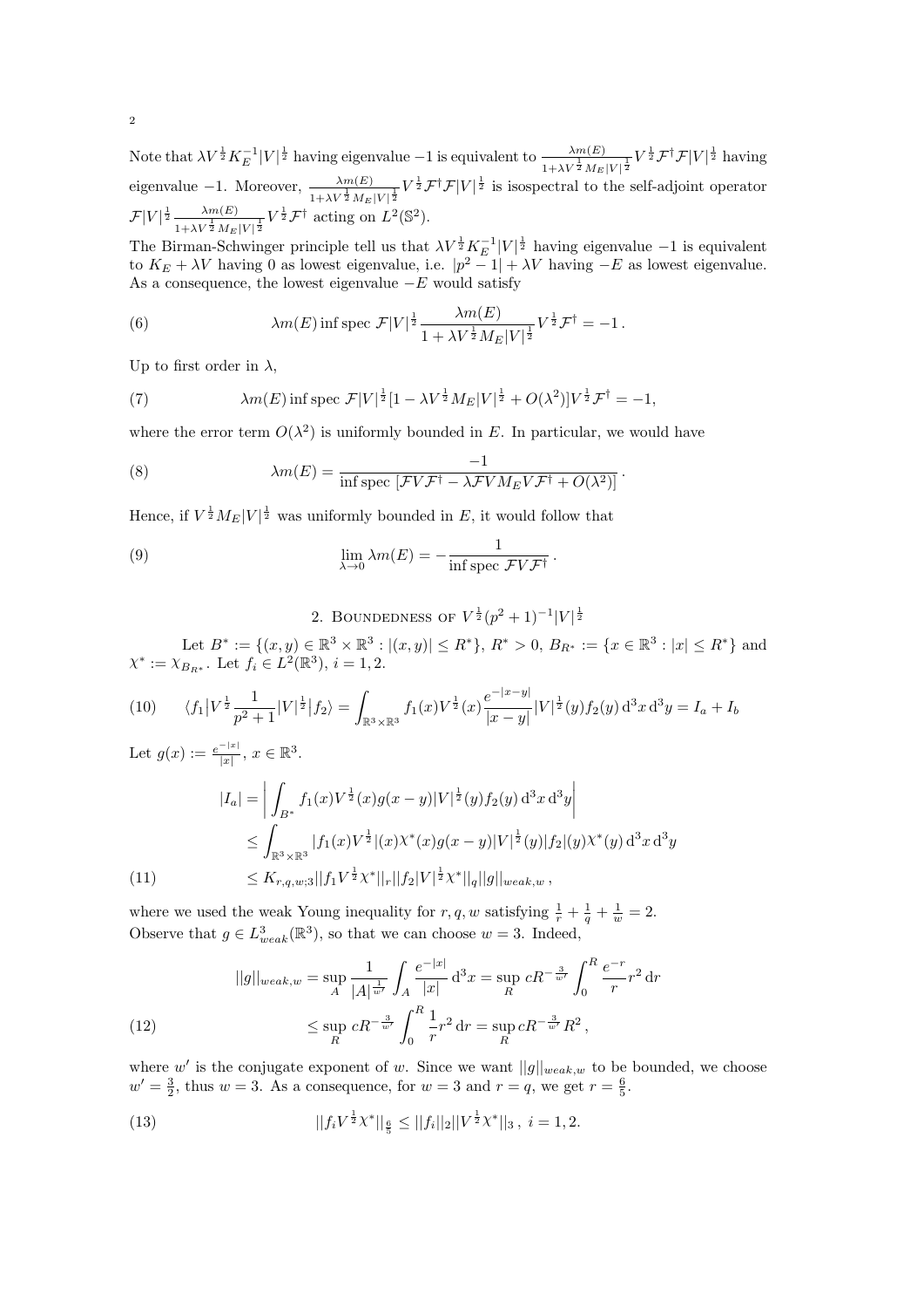Note that $\lambda V^{\frac{1}{2}} K_E^{-1} |V|^{\frac{1}{2}}$ having eigenvalue $-1$ is equivalent to $\frac{\lambda m(E)}{1+\lambda V^{\frac{1}{2}} M_E |V|^{\frac{1}{2}}} V^{\frac{1}{2}} \mathcal{F}^\dagger \mathcal{F} |V|^{\frac{1}{2}}$ having eigenvalue $-1$. Moreover, $\frac{\lambda m(E)}{1+\lambda V^{\frac{1}{2}} M_E |V|^{\frac{1}{2}}} V^{\frac{1}{2}} \mathcal{F}^\dagger \mathcal{F} |V|^{\frac{1}{2}}$ is isospectral to the self-adjoint operator $\mathcal{F} |V|^{\frac{1}{2}} \frac{\lambda m(E)}{1+\lambda V^{\frac{1}{2}} M_E |V|^{\frac{1}{2}}} V^{\frac{1}{2}} \mathcal{F}^\dagger$ acting on $L^2(\mathbb{S}^2)$.

The Birman-Schwinger principle tell us that $\lambda V^{\frac{1}{2}} K_E^{-1} |V|^{\frac{1}{2}}$ having eigenvalue $-1$ is equivalent to $K_E + \lambda V$ having 0 as lowest eigenvalue, i.e. $|p^2 - 1| + \lambda V$ having $-E$ as lowest eigenvalue. As a consequence, the lowest eigenvalue $-E$ would satisfy

$$\lambda m(E) \inf \operatorname{spec} \mathcal{F} |V|^{\frac{1}{2}} \frac{\lambda m(E)}{1+\lambda V^{\frac{1}{2}} M_E |V|^{\frac{1}{2}}} V^{\frac{1}{2}} \mathcal{F}^\dagger = -1 \,. \tag{6}$$

Up to first order in $\lambda$,

$$\lambda m(E) \inf \operatorname{spec} \mathcal{F} |V|^{\frac{1}{2}} [1 - \lambda V^{\frac{1}{2}} M_E |V|^{\frac{1}{2}} + O(\lambda^2)] V^{\frac{1}{2}} \mathcal{F}^\dagger = -1, \tag{7}$$

where the error term $O(\lambda^2)$ is uniformly bounded in $E$. In particular, we would have

$$\lambda m(E) = \frac{-1}{\inf \operatorname{spec} \left[ \mathcal{F} V \mathcal{F}^\dagger - \lambda \mathcal{F} V M_E V \mathcal{F}^\dagger + O(\lambda^2) \right]} \,. \tag{8}$$

Hence, if $V^{\frac{1}{2}} M_E |V|^{\frac{1}{2}}$ was uniformly bounded in $E$, it would follow that

$$\lim_{\lambda \to 0} \lambda m(E) = - \frac{1}{\inf \operatorname{spec} \mathcal{F} V \mathcal{F}^\dagger} \,. \tag{9}$$

## 2. Boundedness of $V^{\frac{1}{2}}(p^2+1)^{-1}|V|^{\frac{1}{2}}$

Let $B^* := \{(x,y) \in \mathbb{R}^3 \times \mathbb{R}^3 : |(x,y)| \le R^*\}$, $R^* > 0$, $B_{R^*} := \{x \in \mathbb{R}^3 : |x| \le R^*\}$ and $\chi^* := \chi_{B_{R^*}}$. Let $f_i \in L^2(\mathbb{R}^3)$, $i = 1, 2$.

$$\langle f_1 | V^{\frac{1}{2}} \frac{1}{p^2+1} |V|^{\frac{1}{2}} | f_2 \rangle = \int_{\mathbb{R}^3 \times \mathbb{R}^3} f_1(x) V^{\frac{1}{2}}(x) \frac{e^{-|x-y|}}{|x-y|} |V|^{\frac{1}{2}}(y) f_2(y) \, \mathrm{d}^3x \, \mathrm{d}^3y = I_a + I_b \tag{10}$$

Let $g(x) := \frac{e^{-|x|}}{|x|}$, $x \in \mathbb{R}^3$.

$$\begin{aligned}
|I_a| &= \left| \int_{B^*} f_1(x) V^{\frac{1}{2}}(x) g(x-y) |V|^{\frac{1}{2}}(y) f_2(y) \, \mathrm{d}^3x \, \mathrm{d}^3y \right| \\
&\le \int_{\mathbb{R}^3 \times \mathbb{R}^3} |f_1(x) V^{\frac{1}{2}}|(x) \chi^*(x) g(x-y) |V|^{\frac{1}{2}}(y) |f_2|(y) \chi^*(y) \, \mathrm{d}^3x \, \mathrm{d}^3y \\
&\le K_{r,q,w;3} ||f_1 V^{\frac{1}{2}} \chi^*||_r ||f_2 |V|^{\frac{1}{2}} \chi^*||_q ||g||_{weak,w} \,,
\end{aligned} \tag{11}$$

where we used the weak Young inequality for $r, q, w$ satisfying $\frac{1}{r} + \frac{1}{q} + \frac{1}{w} = 2$.
Observe that $g \in L^3_{weak}(\mathbb{R}^3)$, so that we can choose $w = 3$. Indeed,

$$\begin{aligned}
||g||_{weak,w} &= \sup_A \frac{1}{|A|^{\frac{1}{w'}}} \int_A \frac{e^{-|x|}}{|x|} \, \mathrm{d}^3x = \sup_R cR^{-\frac{3}{w'}} \int_0^R \frac{e^{-r}}{r} r^2 \, \mathrm{d}r \\
&\le \sup_R cR^{-\frac{3}{w'}} \int_0^R \frac{1}{r} r^2 \, \mathrm{d}r = \sup_R cR^{-\frac{3}{w'}} R^2 \,,
\end{aligned} \tag{12}$$

where $w'$ is the conjugate exponent of $w$. Since we want $||g||_{weak,w}$ to be bounded, we choose $w' = \frac{3}{2}$, thus $w = 3$. As a consequence, for $w = 3$ and $r = q$, we get $r = \frac{6}{5}$.

$$||f_i V^{\frac{1}{2}} \chi^*||_{\frac{6}{5}} \le ||f_i||_2 ||V^{\frac{1}{2}} \chi^*||_3 \,, \ i = 1, 2. \tag{13}$$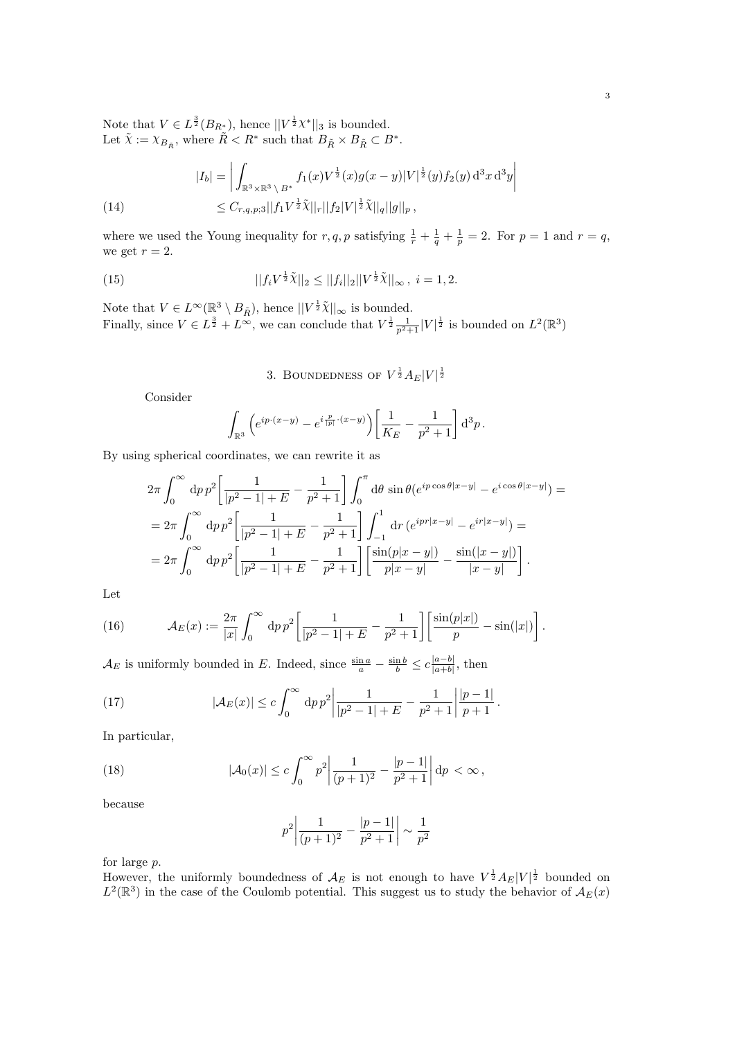Note that $V \in L^{\frac{3}{2}}(B_{R^*})$, hence $||V^{\frac{1}{2}}\chi^*||_3$ is bounded.
Let $\tilde{\chi} := \chi_{B_{\tilde{R}}}$, where $\tilde{R} < R^*$ such that $B_{\tilde{R}} \times B_{\tilde{R}} \subset B^*$.

$$
\begin{aligned}
|I_b| &= \left| \int_{\mathbb{R}^3 \times \mathbb{R}^3 \setminus B^*} f_1(x) V^{\frac{1}{2}}(x) g(x-y) |V|^{\frac{1}{2}}(y) f_2(y) \, \mathrm{d}^3x \, \mathrm{d}^3y \right| \\
&\leq C_{r,q,p;3} ||f_1 V^{\frac{1}{2}} \tilde{\chi}||_r ||f_2 |V|^{\frac{1}{2}} \tilde{\chi}||_q ||g||_p \,,
\end{aligned}
\tag{14}
$$

where we used the Young inequality for $r, q, p$ satisfying $\frac{1}{r} + \frac{1}{q} + \frac{1}{p} = 2$. For $p = 1$ and $r = q$, we get $r = 2$.

$$
||f_i V^{\frac{1}{2}} \tilde{\chi}||_2 \leq ||f_i||_2 ||V^{\frac{1}{2}} \tilde{\chi}||_\infty \,, \; i = 1, 2. \tag{15}
$$

Note that $V \in L^\infty(\mathbb{R}^3 \setminus B_{\tilde{R}})$, hence $||V^{\frac{1}{2}}\tilde{\chi}||_\infty$ is bounded.
Finally, since $V \in L^{\frac{3}{2}} + L^\infty$, we can conclude that $V^{\frac{1}{2}} \frac{1}{p^2+1} |V|^{\frac{1}{2}}$ is bounded on $L^2(\mathbb{R}^3)$

## 3. Boundedness of $V^{\frac{1}{2}} A_E |V|^{\frac{1}{2}}$

Consider

$$
\int_{\mathbb{R}^3} \left( e^{ip\cdot(x-y)} - e^{i\frac{p}{|p|}\cdot(x-y)} \right) \left[ \frac{1}{K_E} - \frac{1}{p^2+1} \right] \mathrm{d}^3p \,.
$$

By using spherical coordinates, we can rewrite it as

$$
\begin{aligned}
&2\pi \int_0^\infty \mathrm{d}p \, p^2 \left[ \frac{1}{|p^2-1|+E} - \frac{1}{p^2+1} \right] \int_0^\pi \mathrm{d}\theta \, \sin\theta (e^{ip\cos\theta|x-y|} - e^{i\cos\theta|x-y|}) = \\
&= 2\pi \int_0^\infty \mathrm{d}p \, p^2 \left[ \frac{1}{|p^2-1|+E} - \frac{1}{p^2+1} \right] \int_{-1}^1 \mathrm{d}r \, (e^{ipr|x-y|} - e^{ir|x-y|}) = \\
&= 2\pi \int_0^\infty \mathrm{d}p \, p^2 \left[ \frac{1}{|p^2-1|+E} - \frac{1}{p^2+1} \right] \left[ \frac{\sin(p|x-y|)}{p|x-y|} - \frac{\sin(|x-y|)}{|x-y|} \right].
\end{aligned}
$$

Let

$$
\mathcal{A}_E(x) := \frac{2\pi}{|x|} \int_0^\infty \mathrm{d}p \, p^2 \left[ \frac{1}{|p^2-1|+E} - \frac{1}{p^2+1} \right] \left[ \frac{\sin(p|x|)}{p} - \sin(|x|) \right]. \tag{16}
$$

$\mathcal{A}_E$ is uniformly bounded in $E$. Indeed, since $\frac{\sin a}{a} - \frac{\sin b}{b} \leq c\frac{|a-b|}{|a+b|}$, then

$$
|\mathcal{A}_E(x)| \leq c \int_0^\infty \mathrm{d}p \, p^2 \left| \frac{1}{|p^2-1|+E} - \frac{1}{p^2+1} \right| \frac{|p-1|}{p+1} \,. \tag{17}
$$

In particular,

$$
|\mathcal{A}_0(x)| \leq c \int_0^\infty p^2 \left| \frac{1}{(p+1)^2} - \frac{|p-1|}{p^2+1} \right| \mathrm{d}p \, < \infty \,, \tag{18}
$$

because

$$
p^2 \left| \frac{1}{(p+1)^2} - \frac{|p-1|}{p^2+1} \right| \sim \frac{1}{p^2}
$$

for large $p$.
However, the uniformly boundedness of $\mathcal{A}_E$ is not enough to have $V^{\frac{1}{2}} A_E |V|^{\frac{1}{2}}$ bounded on $L^2(\mathbb{R}^3)$ in the case of the Coulomb potential. This suggest us to study the behavior of $\mathcal{A}_E(x)$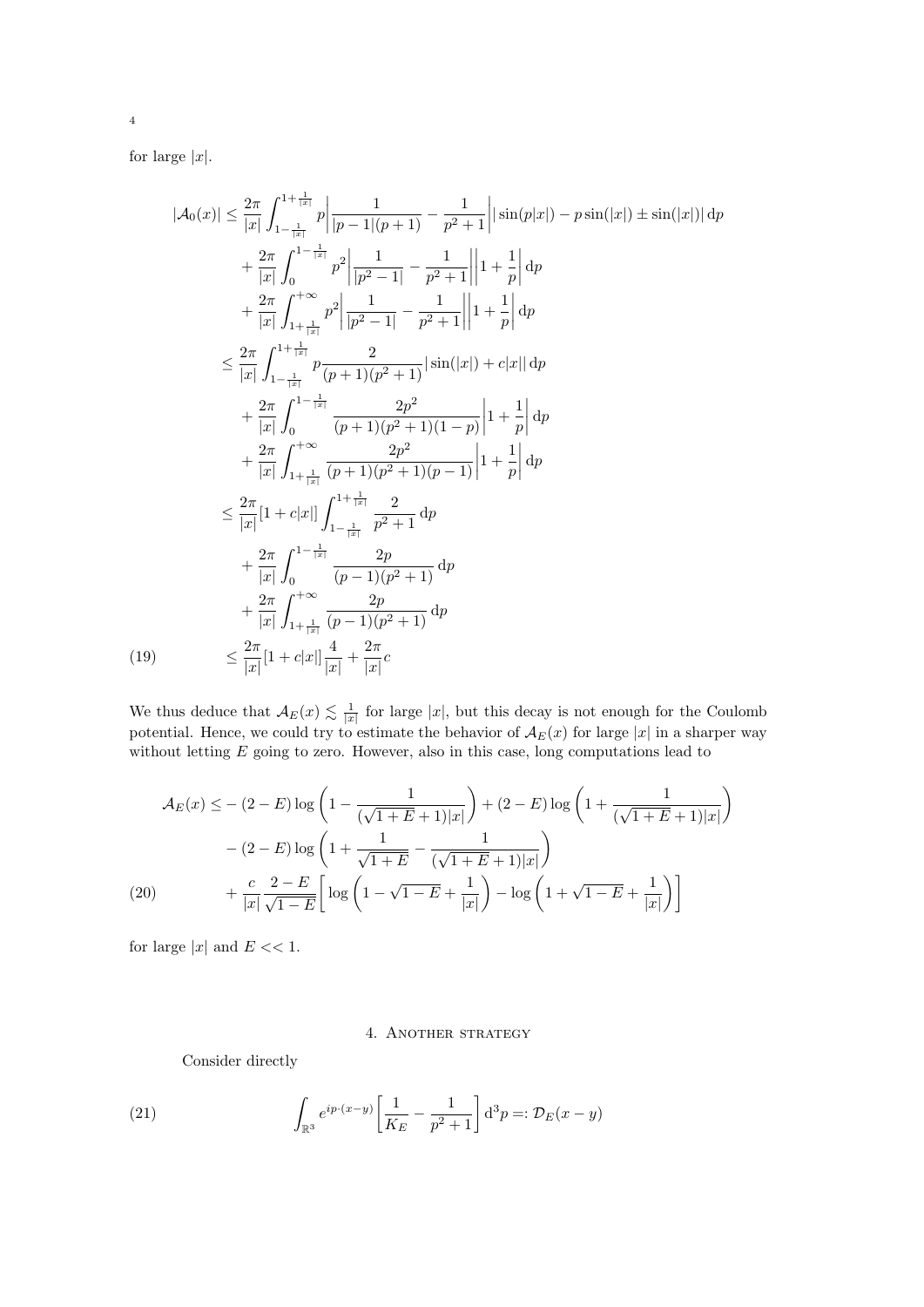for large $|x|$.

$$
\begin{aligned}
|\mathcal{A}_0(x)| \le\ & \frac{2\pi}{|x|}\int_{1-\frac{1}{|x|}}^{1+\frac{1}{|x|}} p\left|\frac{1}{|p-1|(p+1)} - \frac{1}{p^2+1}\right| |\sin(p|x|) - p\sin(|x|) \pm \sin(|x|)|\,\mathrm{d}p \\
&+ \frac{2\pi}{|x|}\int_0^{1-\frac{1}{|x|}} p^2\left|\frac{1}{|p^2-1|} - \frac{1}{p^2+1}\right|\left|1+\frac{1}{p}\right|\mathrm{d}p \\
&+ \frac{2\pi}{|x|}\int_{1+\frac{1}{|x|}}^{+\infty} p^2\left|\frac{1}{|p^2-1|} - \frac{1}{p^2+1}\right|\left|1+\frac{1}{p}\right|\mathrm{d}p \\
\le\ & \frac{2\pi}{|x|}\int_{1-\frac{1}{|x|}}^{1+\frac{1}{|x|}} p\frac{2}{(p+1)(p^2+1)}|\sin(|x|) + c|x||\,\mathrm{d}p \\
&+ \frac{2\pi}{|x|}\int_0^{1-\frac{1}{|x|}} \frac{2p^2}{(p+1)(p^2+1)(1-p)}\left|1+\frac{1}{p}\right|\mathrm{d}p \\
&+ \frac{2\pi}{|x|}\int_{1+\frac{1}{|x|}}^{+\infty} \frac{2p^2}{(p+1)(p^2+1)(p-1)}\left|1+\frac{1}{p}\right|\mathrm{d}p \\
\le\ & \frac{2\pi}{|x|}[1+c|x|]\int_{1-\frac{1}{|x|}}^{1+\frac{1}{|x|}} \frac{2}{p^2+1}\,\mathrm{d}p \\
&+ \frac{2\pi}{|x|}\int_0^{1-\frac{1}{|x|}} \frac{2p}{(p-1)(p^2+1)}\,\mathrm{d}p \\
&+ \frac{2\pi}{|x|}\int_{1+\frac{1}{|x|}}^{+\infty} \frac{2p}{(p-1)(p^2+1)}\,\mathrm{d}p \\
\le\ & \frac{2\pi}{|x|}[1+c|x|]\frac{4}{|x|} + \frac{2\pi}{|x|}c
\end{aligned} \tag{19}
$$

We thus deduce that $\mathcal{A}_E(x) \lesssim \frac{1}{|x|}$ for large $|x|$, but this decay is not enough for the Coulomb potential. Hence, we could try to estimate the behavior of $\mathcal{A}_E(x)$ for large $|x|$ in a sharper way without letting $E$ going to zero. However, also in this case, long computations lead to

$$
\begin{aligned}
\mathcal{A}_E(x) \le & -(2-E)\log\left(1 - \frac{1}{(\sqrt{1+E}+1)|x|}\right) + (2-E)\log\left(1+\frac{1}{(\sqrt{1+E}+1)|x|}\right) \\
& -(2-E)\log\left(1+\frac{1}{\sqrt{1+E}} - \frac{1}{(\sqrt{1+E}+1)|x|}\right) \\
& + \frac{c}{|x|}\frac{2-E}{\sqrt{1-E}}\left[\log\left(1-\sqrt{1-E}+\frac{1}{|x|}\right) - \log\left(1+\sqrt{1-E}+\frac{1}{|x|}\right)\right]
\end{aligned} \tag{20}
$$

for large $|x|$ and $E << 1$.

## 4. Another strategy

Consider directly

$$
\int_{\mathbb{R}^3} e^{ip\cdot(x-y)}\left[\frac{1}{K_E} - \frac{1}{p^2+1}\right]\mathrm{d}^3p =: \mathcal{D}_E(x-y) \tag{21}
$$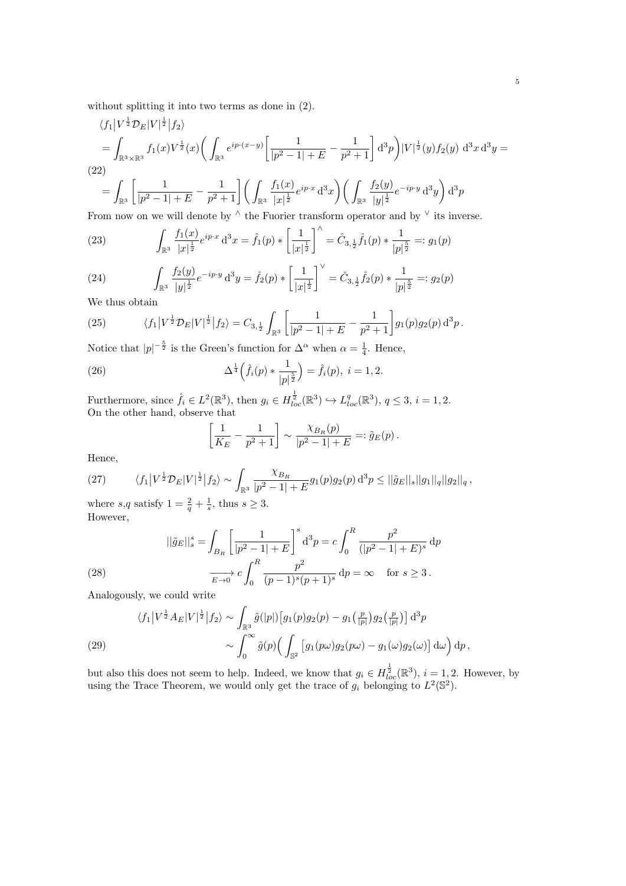without splitting it into two terms as done in (2).

$$
\begin{aligned}
&\langle f_1 \big| V^{\frac{1}{2}} \mathcal{D}_E |V|^{\frac{1}{2}} \big| f_2 \rangle \\
&= \int_{\mathbb{R}^3\times\mathbb{R}^3} f_1(x) V^{\frac{1}{2}}(x) \bigg( \int_{\mathbb{R}^3} e^{ip\cdot(x-y)} \bigg[ \frac{1}{|p^2-1|+E} - \frac{1}{p^2+1} \bigg] \mathrm{d}^3 p \bigg) |V|^{\frac{1}{2}}(y) f_2(y) \; \mathrm{d}^3 x \, \mathrm{d}^3 y = \\
&= \int_{\mathbb{R}^3} \bigg[ \frac{1}{|p^2-1|+E} - \frac{1}{p^2+1} \bigg] \bigg( \int_{\mathbb{R}^3} \frac{f_1(x)}{|x|^{\frac{1}{2}}} e^{ip\cdot x} \, \mathrm{d}^3 x \bigg) \bigg( \int_{\mathbb{R}^3} \frac{f_2(y)}{|y|^{\frac{1}{2}}} e^{-ip\cdot y} \, \mathrm{d}^3 y \bigg) \mathrm{d}^3 p
\end{aligned} \tag{22}
$$

From now on we will denote by $^\wedge$ the Fuorier transform operator and by $^\vee$ its inverse.

$$
\int_{\mathbb{R}^3} \frac{f_1(x)}{|x|^{\frac{1}{2}}} e^{ip\cdot x} \, \mathrm{d}^3 x = \hat{f}_1(p) * \bigg[ \frac{1}{|x|^{\frac{1}{2}}} \bigg]^{\wedge} = \hat{C}_{3,\frac{1}{2}} \hat{f}_1(p) * \frac{1}{|p|^{\frac{5}{2}}} =: g_1(p) \tag{23}
$$

$$
\int_{\mathbb{R}^3} \frac{f_2(y)}{|y|^{\frac{1}{2}}} e^{-ip\cdot y} \, \mathrm{d}^3 y = \check{f}_2(p) * \bigg[ \frac{1}{|x|^{\frac{1}{2}}} \bigg]^{\vee} = \check{C}_{3,\frac{1}{2}} \check{f}_2(p) * \frac{1}{|p|^{\frac{5}{2}}} =: g_2(p) \tag{24}
$$

We thus obtain

$$
\langle f_1 \big| V^{\frac{1}{2}} \mathcal{D}_E |V|^{\frac{1}{2}} \big| f_2 \rangle = C_{3,\frac{1}{2}} \int_{\mathbb{R}^3} \bigg[ \frac{1}{|p^2-1|+E} - \frac{1}{p^2+1} \bigg] g_1(p) g_2(p) \, \mathrm{d}^3 p \, . \tag{25}
$$

Notice that $|p|^{-\frac{5}{2}}$ is the Green's function for $\Delta^\alpha$ when $\alpha = \frac{1}{4}$. Hence,

$$
\Delta^{\frac{1}{4}} \Big( \hat{f}_i(p) * \frac{1}{|p|^{\frac{5}{2}}} \Big) = \hat{f}_i(p), \; i = 1, 2. \tag{26}
$$

Furthermore, since $\hat{f}_i \in L^2(\mathbb{R}^3)$, then $g_i \in H^{\frac{1}{2}}_{loc}(\mathbb{R}^3) \hookrightarrow L^q_{loc}(\mathbb{R}^3)$, $q \leq 3$, $i = 1, 2$.
On the other hand, observe that

$$
\bigg[ \frac{1}{K_E} - \frac{1}{p^2+1} \bigg] \sim \frac{\chi_{B_R}(p)}{|p^2-1|+E} =: \tilde{g}_E(p) \, .
$$

Hence,

$$
\langle f_1 \big| V^{\frac{1}{2}} \mathcal{D}_E |V|^{\frac{1}{2}} \big| f_2 \rangle \sim \int_{\mathbb{R}^3} \frac{\chi_{B_R}}{|p^2-1|+E} g_1(p) g_2(p) \, \mathrm{d}^3 p \leq ||\tilde{g}_E||_s ||g_1||_q ||g_2||_q \, , \tag{27}
$$

where $s$,$q$ satisfy $1 = \frac{2}{q} + \frac{1}{s}$, thus $s \geq 3$.
However,

$$
\begin{aligned}
||\tilde{g}_E||_s^s &= \int_{B_R} \bigg[ \frac{1}{|p^2-1|+E} \bigg]^s \mathrm{d}^3 p = c \int_0^R \frac{p^2}{(|p^2-1|+E)^s} \, \mathrm{d}p \\
&\xrightarrow[E\to 0]{} c \int_0^R \frac{p^2}{(p-1)^s (p+1)^s} \, \mathrm{d}p = \infty \quad \text{for } s \geq 3 \, .
\end{aligned} \tag{28}
$$

Analogously, we could write

$$
\begin{aligned}
\langle f_1 \big| V^{\frac{1}{2}} A_E |V|^{\frac{1}{2}} \big| f_2 \rangle &\sim \int_{\mathbb{R}^3} \tilde{g}(|p|) \big[ g_1(p) g_2(p) - g_1\big(\tfrac{p}{|p|}\big) g_2\big(\tfrac{p}{|p|}\big) \big] \, \mathrm{d}^3 p \\
&\sim \int_0^\infty \tilde{g}(p) \Big( \int_{\mathbb{S}^2} \big[ g_1(p\omega) g_2(p\omega) - g_1(\omega) g_2(\omega) \big] \, \mathrm{d}\omega \Big) \, \mathrm{d}p \, ,
\end{aligned} \tag{29}
$$

but also this does not seem to help. Indeed, we know that $g_i \in H^{\frac{1}{2}}_{loc}(\mathbb{R}^3)$, $i = 1, 2$. However, by using the Trace Theorem, we would only get the trace of $g_i$ belonging to $L^2(\mathbb{S}^2)$.